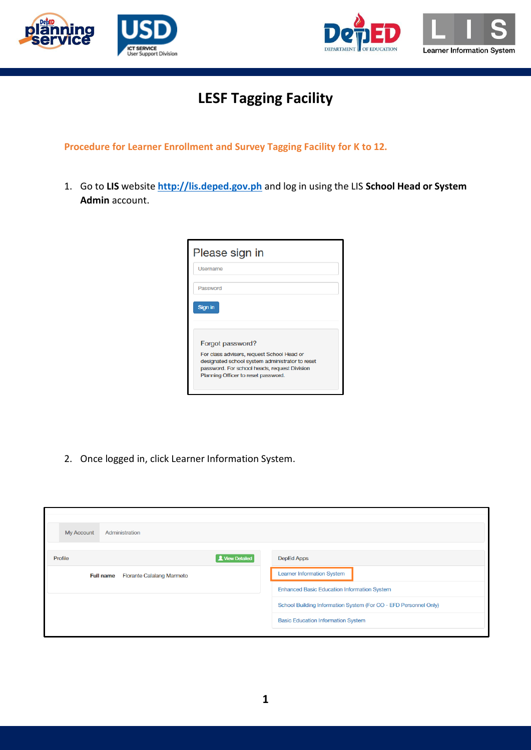# LESF Tagging Facility

**Procedure for Learner Enrollment and Survey Tagging Facility for K to 12.**

1. Go to **LIS** website [http://lis.deped.gov.ph](http://lis.deped.gov.ph) and log in using the LIS **School Head or System Admin** account.

2. Once logged in, click Learner Information System.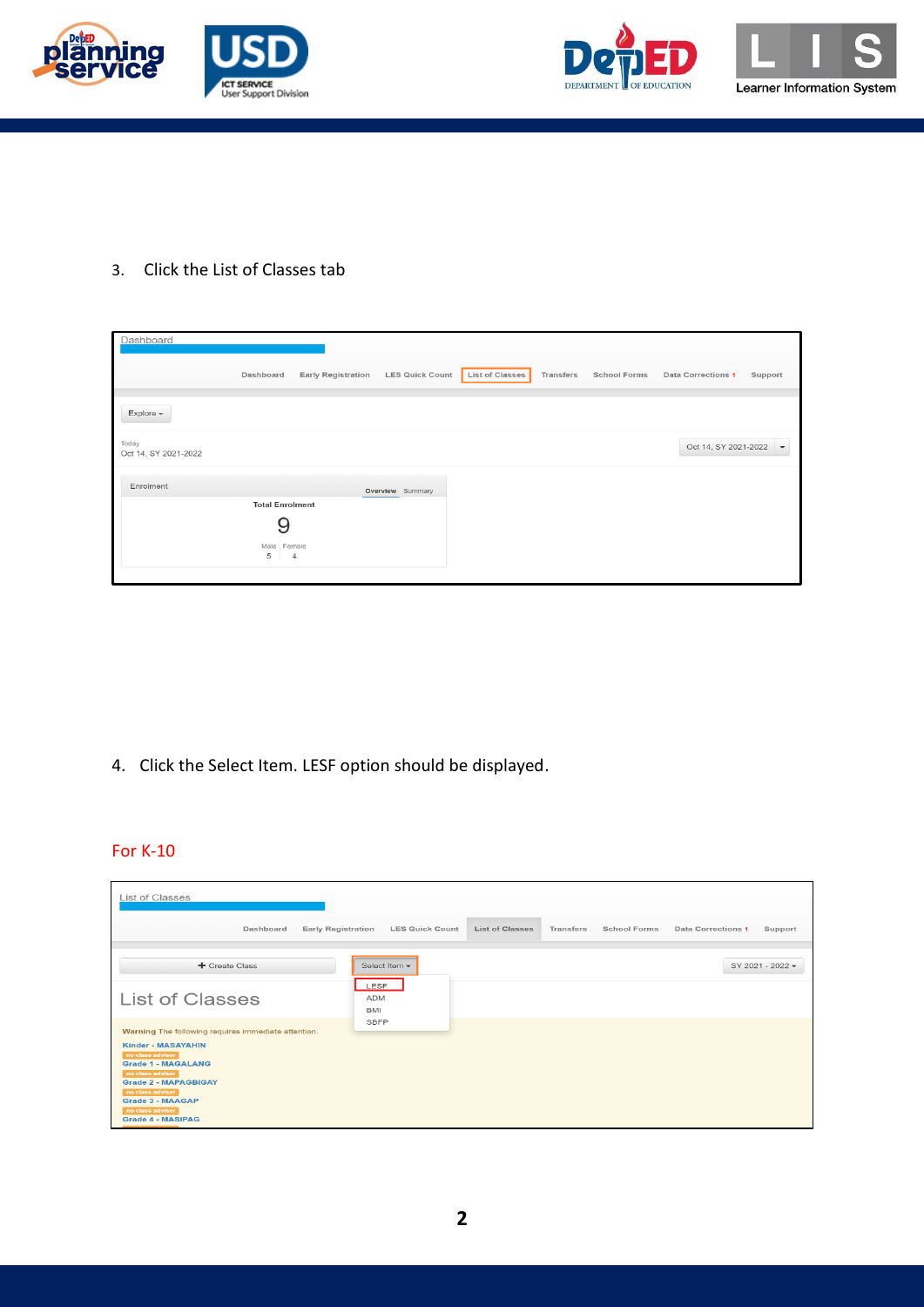3. Click the List of Classes tab

4. Click the Select Item. LESF option should be displayed.

For K-10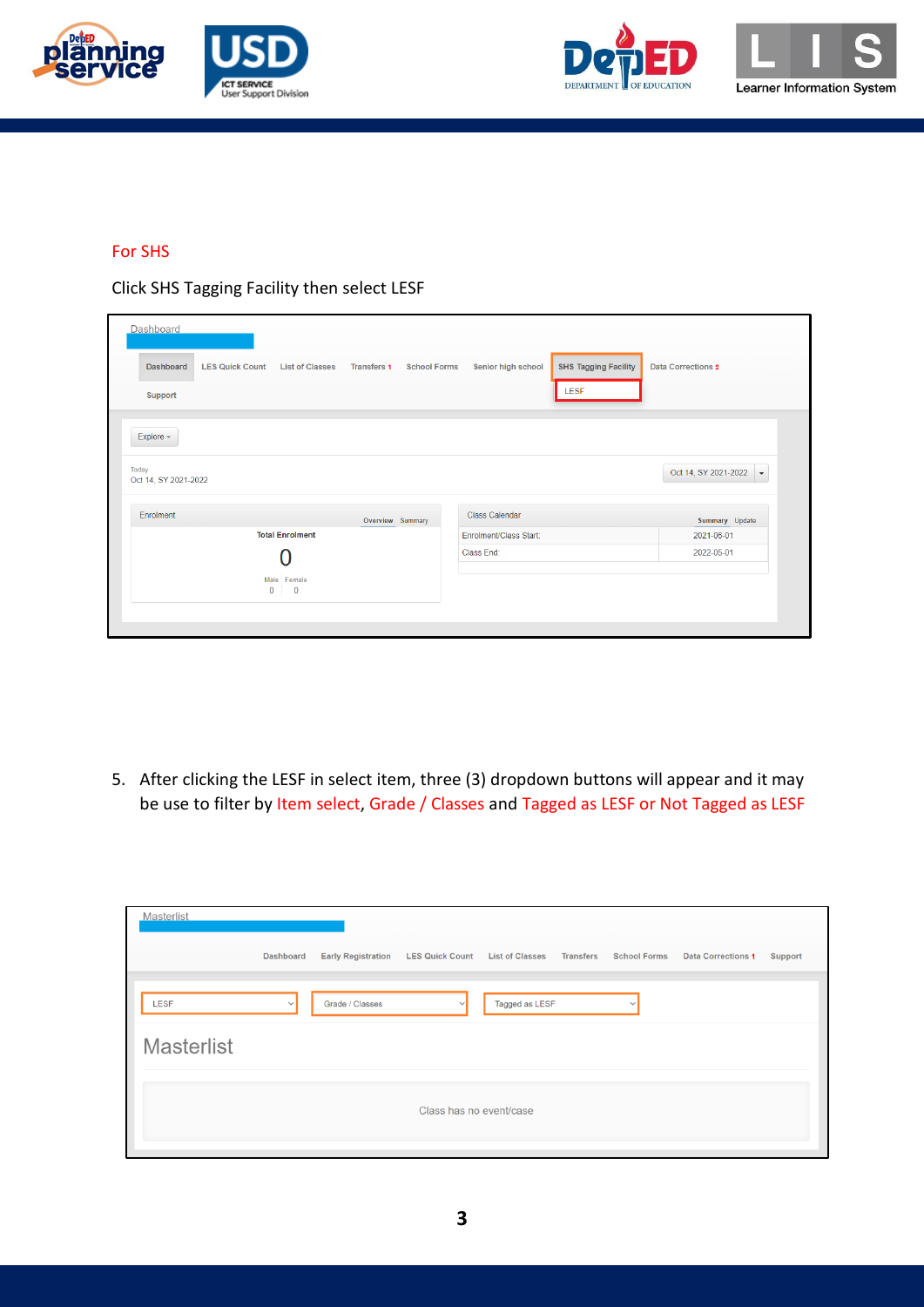For SHS

Click SHS Tagging Facility then select LESF

5. After clicking the LESF in select item, three (3) dropdown buttons will appear and it may be use to filter by Item select, Grade / Classes and Tagged as LESF or Not Tagged as LESF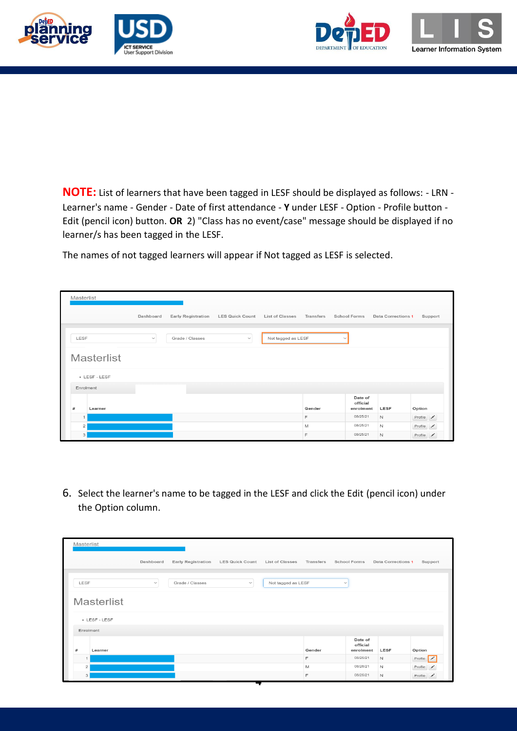**NOTE:** List of learners that have been tagged in LESF should be displayed as follows: - LRN - Learner's name - Gender - Date of first attendance - **Y** under LESF - Option - Profile button - Edit (pencil icon) button. **OR** 2) "Class has no event/case" message should be displayed if no learner/s has been tagged in the LESF.

The names of not tagged learners will appear if Not tagged as LESF is selected.

6. Select the learner's name to be tagged in the LESF and click the Edit (pencil icon) under the Option column.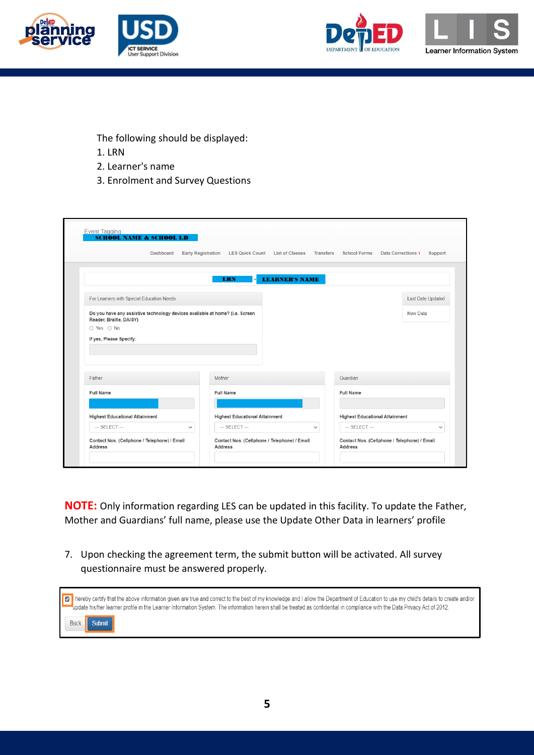The following should be displayed:

1. LRN
2. Learner's name
3. Enrolment and Survey Questions

**NOTE:** Only information regarding LES can be updated in this facility. To update the Father, Mother and Guardians' full name, please use the Update Other Data in learners' profile

7. Upon checking the agreement term, the submit button will be activated. All survey questionnaire must be answered properly.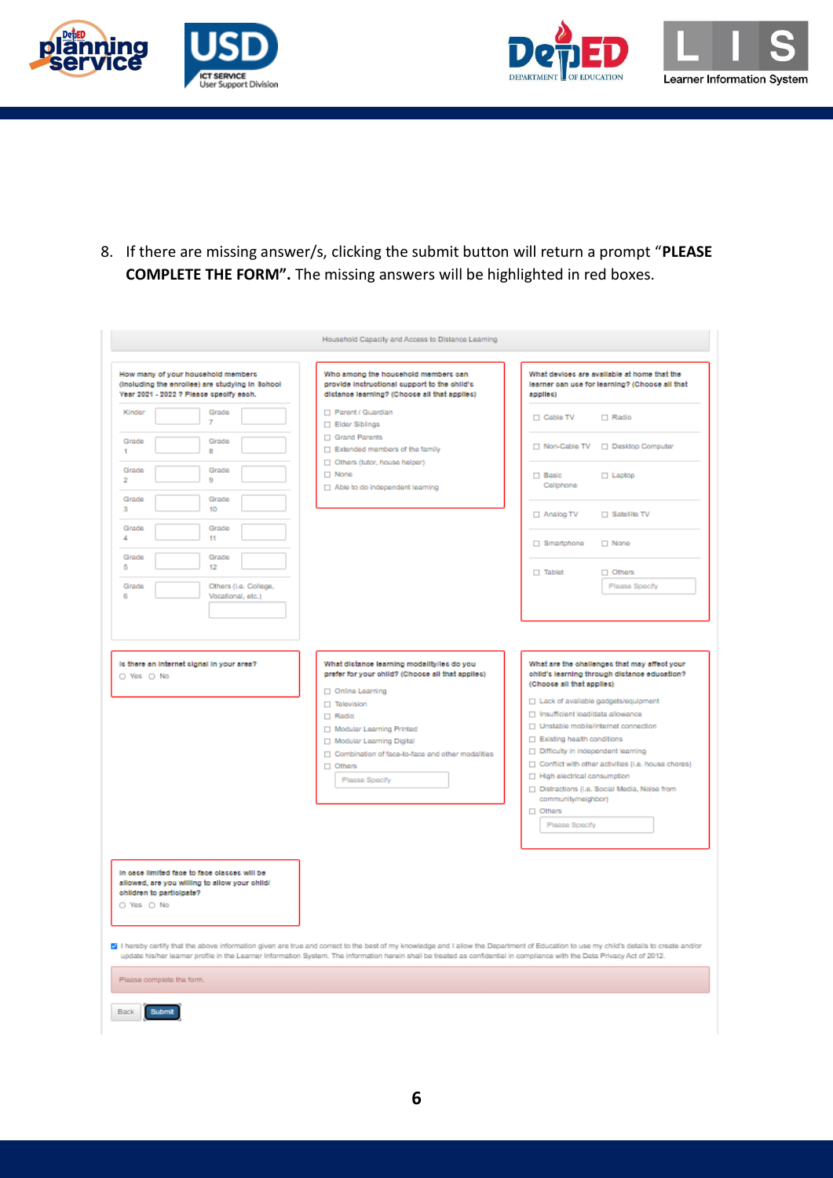8. If there are missing answer/s, clicking the submit button will return a prompt "**PLEASE COMPLETE THE FORM".** The missing answers will be highlighted in red boxes.

Household Capacity and Access to Distance Learning

**How many of your household members (including the enrollee) are studying in School Year 2021 - 2022 ? Please specify each.**

| | | | |
|---|---|---|---|
| Kinder | | Grade 7 | |
| Grade 1 | | Grade 8 | |
| Grade 2 | | Grade 9 | |
| Grade 3 | | Grade 10 | |
| Grade 4 | | Grade 11 | |
| Grade 5 | | Grade 12 | |
| Grade 6 | | Others (i.e. College, Vocational, etc.) | |

**Who among the household members can provide instructional support to the child's distance learning? (Choose all that applies)**

- ☐ Parent / Guardian
- ☐ Elder Siblings
- ☐ Grand Parents
- ☐ Extended members of the family
- ☐ Others (tutor, house helper)
- ☐ None
- ☐ Able to do independent learning

**What devices are available at home that the learner can use for learning? (Choose all that applies)**

- ☐ Cable TV ☐ Radio
- ☐ Non-Cable TV ☐ Desktop Computer
- ☐ Basic Cellphone ☐ Laptop
- ☐ Analog TV ☐ Satellite TV
- ☐ Smartphone ☐ None
- ☐ Tablet ☐ Others [Please Specify]

**Is there an internet signal in your area?**

○ Yes ○ No

**What distance learning modality/ies do you prefer for your child? (Choose all that applies)**

- ☐ Online Learning
- ☐ Television
- ☐ Radio
- ☐ Modular Learning Printed
- ☐ Modular Learning Digital
- ☐ Combination of face-to-face and other modalities
- ☐ Others [Please Specify]

**What are the challenges that may affect your child's learning through distance education? (Choose all that applies)**

- ☐ Lack of available gadgets/equipment
- ☐ Insufficient load/data allowance
- ☐ Unstable mobile/internet connection
- ☐ Existing health conditions
- ☐ Difficulty in independent learning
- ☐ Conflict with other activities (i.e. house chores)
- ☐ High electrical consumption
- ☐ Distractions (i.e. Social Media, Noise from community/neighbor)
- ☐ Others [Please Specify]

**In case limited face to face classes will be allowed, are you willing to allow your child/ children to participate?**

○ Yes ○ No

☑ I hereby certify that the above information given are true and correct to the best of my knowledge and I allow the Department of Education to use my child's details to create and/or update his/her learner profile in the Learner Information System. The information herein shall be treated as confidential in compliance with the Data Privacy Act of 2012.

Please complete the form.

[Back] [Submit]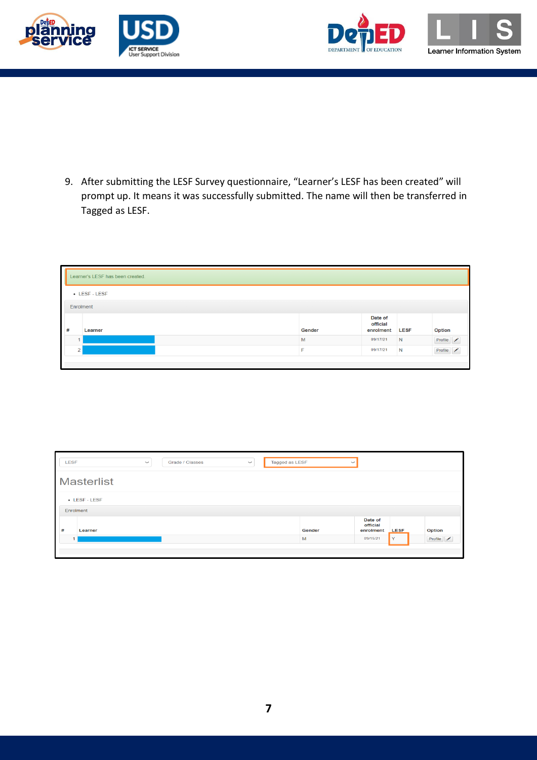9. After submitting the LESF Survey questionnaire, "Learner's LESF has been created" will prompt up. It means it was successfully submitted. The name will then be transferred in Tagged as LESF.

Learner's LESF has been created.

- LESF - LESF

Enrolment

| # | Learner | Gender | Date of official enrolment | LESF | Option |
|---|---|---|---|---|---|
| 1 | | M | 09/17/21 | N | Profile |
| 2 | | F | 09/17/21 | N | Profile |

LESF | Grade / Classes | Tagged as LESF

Masterlist

- LESF - LESF

Enrolment

| # | Learner | Gender | Date of official enrolment | LESF | Option |
|---|---|---|---|---|---|
| 1 | | M | 09/15/21 | Y | Profile |